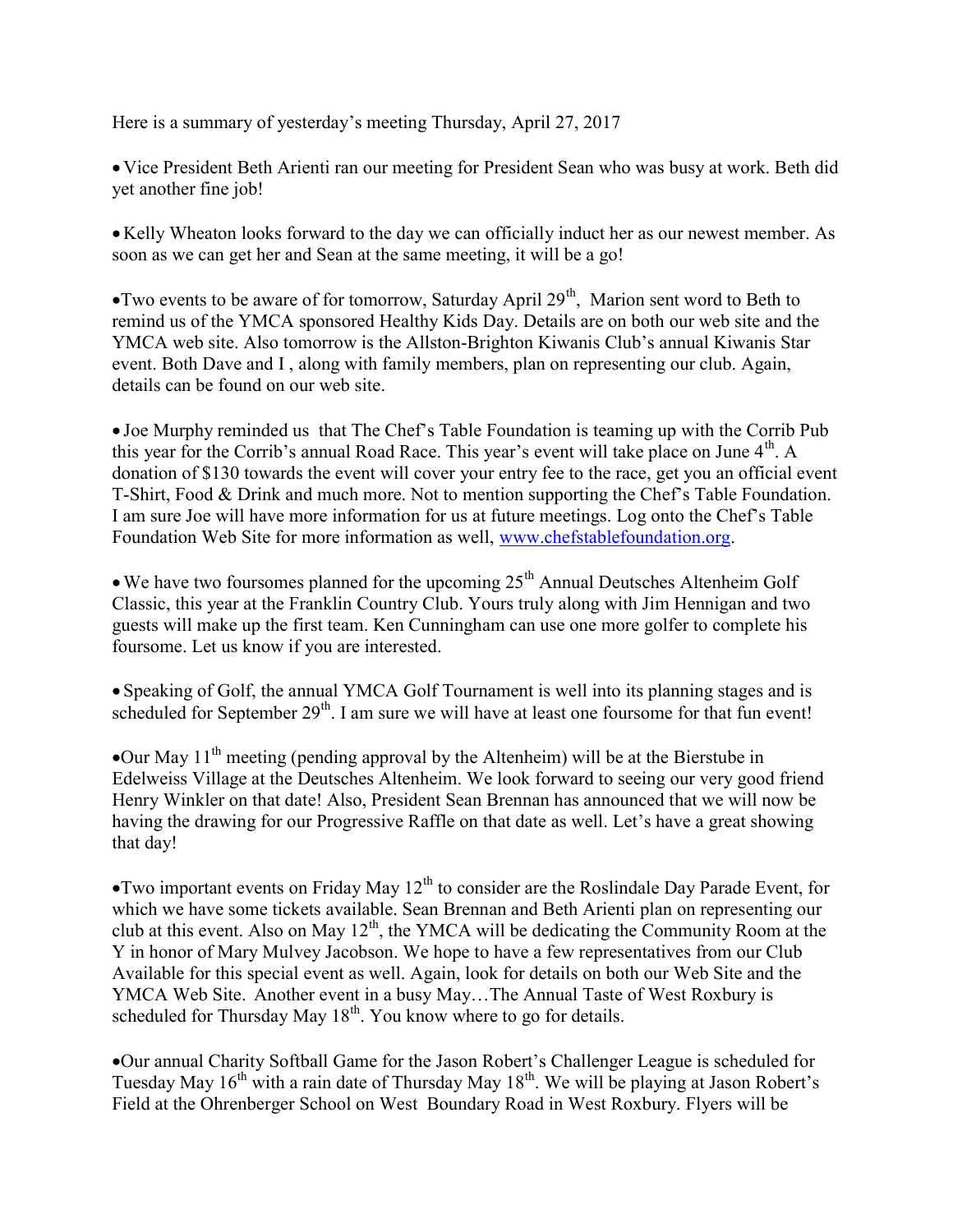Here is a summary of yesterday's meeting Thursday, April 27, 2017

- Vice President Beth Arienti ran our meeting for President Sean who was busy at work. Beth did yet another fine job!

- Kelly Wheaton looks forward to the day we can officially induct her as our newest member. As soon as we can get her and Sean at the same meeting, it will be a go!

- Two events to be aware of for tomorrow, Saturday April 29th, Marion sent word to Beth to remind us of the YMCA sponsored Healthy Kids Day. Details are on both our web site and the YMCA web site. Also tomorrow is the Allston-Brighton Kiwanis Club's annual Kiwanis Star event. Both Dave and I , along with family members, plan on representing our club. Again, details can be found on our web site.

- Joe Murphy reminded us that The Chef's Table Foundation is teaming up with the Corrib Pub this year for the Corrib's annual Road Race. This year's event will take place on June 4th. A donation of $130 towards the event will cover your entry fee to the race, get you an official event T-Shirt, Food & Drink and much more. Not to mention supporting the Chef's Table Foundation. I am sure Joe will have more information for us at future meetings. Log onto the Chef's Table Foundation Web Site for more information as well, [www.chefstablefoundation.org](http://www.chefstablefoundation.org).

- We have two foursomes planned for the upcoming 25th Annual Deutsches Altenheim Golf Classic, this year at the Franklin Country Club. Yours truly along with Jim Hennigan and two guests will make up the first team. Ken Cunningham can use one more golfer to complete his foursome. Let us know if you are interested.

- Speaking of Golf, the annual YMCA Golf Tournament is well into its planning stages and is scheduled for September 29th. I am sure we will have at least one foursome for that fun event!

- Our May 11th meeting (pending approval by the Altenheim) will be at the Bierstube in Edelweiss Village at the Deutsches Altenheim. We look forward to seeing our very good friend Henry Winkler on that date! Also, President Sean Brennan has announced that we will now be having the drawing for our Progressive Raffle on that date as well. Let's have a great showing that day!

- Two important events on Friday May 12th to consider are the Roslindale Day Parade Event, for which we have some tickets available. Sean Brennan and Beth Arienti plan on representing our club at this event. Also on May 12th, the YMCA will be dedicating the Community Room at the Y in honor of Mary Mulvey Jacobson. We hope to have a few representatives from our Club Available for this special event as well. Again, look for details on both our Web Site and the YMCA Web Site. Another event in a busy May…The Annual Taste of West Roxbury is scheduled for Thursday May 18th. You know where to go for details.

- Our annual Charity Softball Game for the Jason Robert's Challenger League is scheduled for Tuesday May 16th with a rain date of Thursday May 18th. We will be playing at Jason Robert's Field at the Ohrenberger School on West Boundary Road in West Roxbury. Flyers will be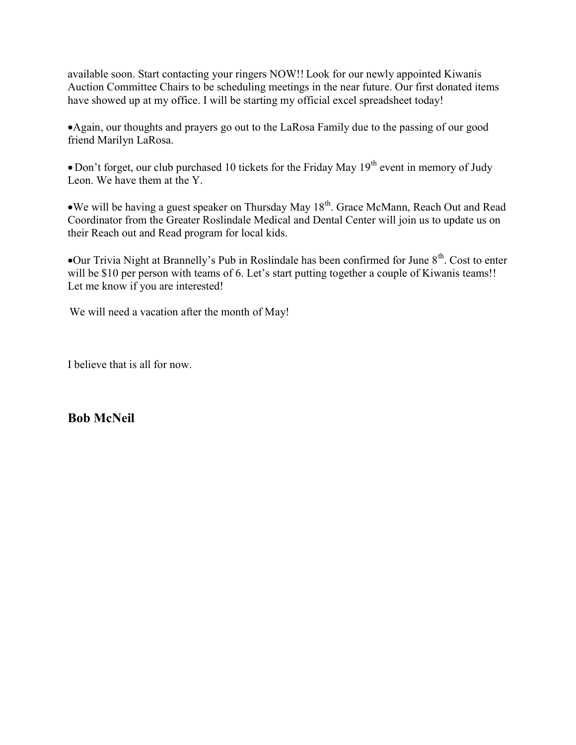available soon. Start contacting your ringers NOW!! Look for our newly appointed Kiwanis Auction Committee Chairs to be scheduling meetings in the near future. Our first donated items have showed up at my office. I will be starting my official excel spreadsheet today!

- Again, our thoughts and prayers go out to the LaRosa Family due to the passing of our good friend Marilyn LaRosa.

- Don't forget, our club purchased 10 tickets for the Friday May 19th event in memory of Judy Leon. We have them at the Y.

- We will be having a guest speaker on Thursday May 18th. Grace McMann, Reach Out and Read Coordinator from the Greater Roslindale Medical and Dental Center will join us to update us on their Reach out and Read program for local kids.

- Our Trivia Night at Brannelly's Pub in Roslindale has been confirmed for June 8th. Cost to enter will be $10 per person with teams of 6. Let's start putting together a couple of Kiwanis teams!! Let me know if you are interested!

We will need a vacation after the month of May!

I believe that is all for now.

**Bob McNeil**